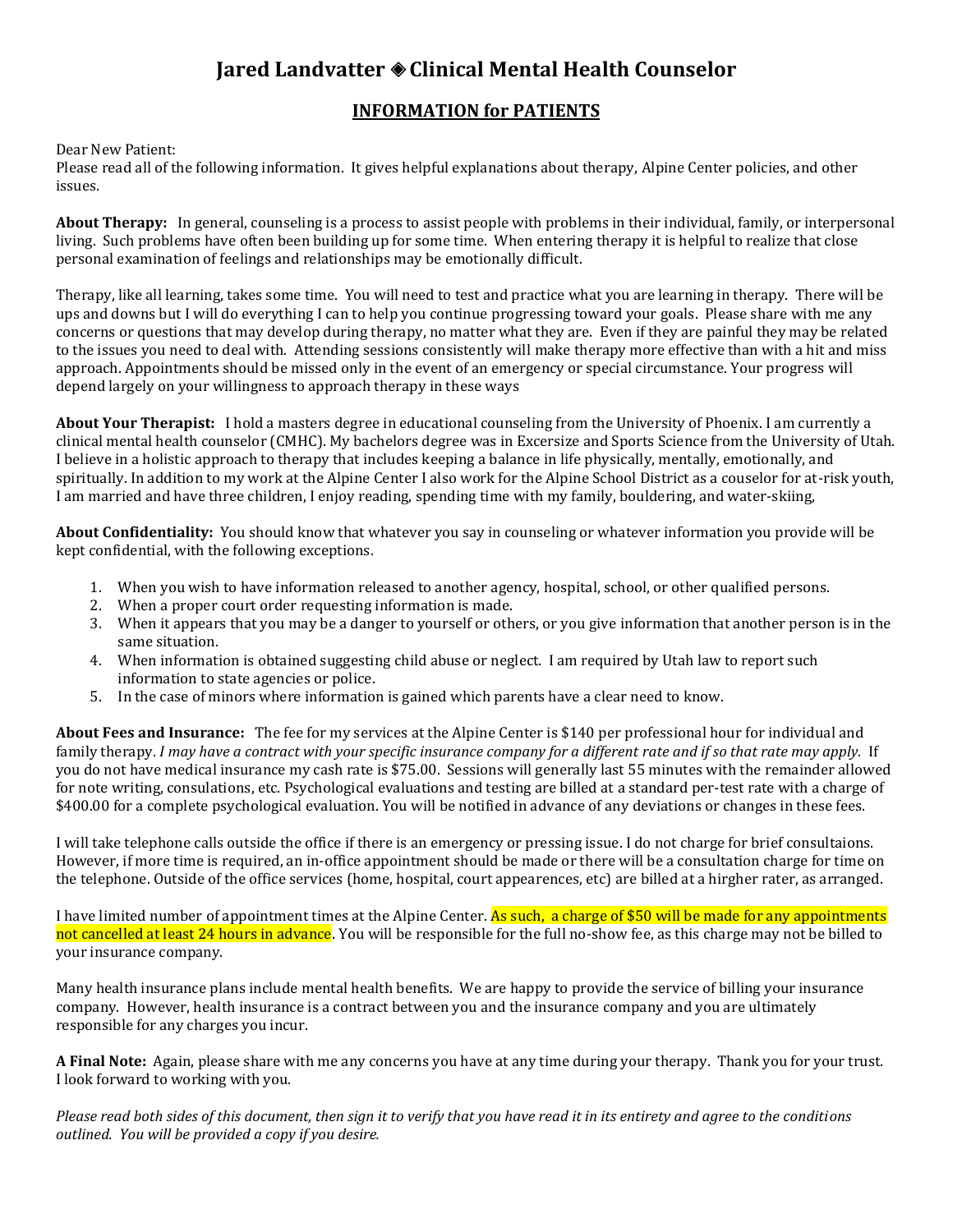# Jared Landvatter ◈ Clinical Mental Health Counselor

## INFORMATION for PATIENTS

Dear New Patient:
Please read all of the following information. It gives helpful explanations about therapy, Alpine Center policies, and other issues.

**About Therapy:** In general, counseling is a process to assist people with problems in their individual, family, or interpersonal living. Such problems have often been building up for some time. When entering therapy it is helpful to realize that close personal examination of feelings and relationships may be emotionally difficult.

Therapy, like all learning, takes some time. You will need to test and practice what you are learning in therapy. There will be ups and downs but I will do everything I can to help you continue progressing toward your goals. Please share with me any concerns or questions that may develop during therapy, no matter what they are. Even if they are painful they may be related to the issues you need to deal with. Attending sessions consistently will make therapy more effective than with a hit and miss approach. Appointments should be missed only in the event of an emergency or special circumstance. Your progress will depend largely on your willingness to approach therapy in these ways

**About Your Therapist:** I hold a masters degree in educational counseling from the University of Phoenix. I am currently a clinical mental health counselor (CMHC). My bachelors degree was in Excersize and Sports Science from the University of Utah. I believe in a holistic approach to therapy that includes keeping a balance in life physically, mentally, emotionally, and spiritually. In addition to my work at the Alpine Center I also work for the Alpine School District as a couselor for at-risk youth, I am married and have three children, I enjoy reading, spending time with my family, bouldering, and water-skiing,

**About Confidentiality:** You should know that whatever you say in counseling or whatever information you provide will be kept confidential, with the following exceptions.

1. When you wish to have information released to another agency, hospital, school, or other qualified persons.
2. When a proper court order requesting information is made.
3. When it appears that you may be a danger to yourself or others, or you give information that another person is in the same situation.
4. When information is obtained suggesting child abuse or neglect. I am required by Utah law to report such information to state agencies or police.
5. In the case of minors where information is gained which parents have a clear need to know.

**About Fees and Insurance:** The fee for my services at the Alpine Center is $140 per professional hour for individual and family therapy. *I may have a contract with your specific insurance company for a different rate and if so that rate may apply.* If you do not have medical insurance my cash rate is $75.00. Sessions will generally last 55 minutes with the remainder allowed for note writing, consulations, etc. Psychological evaluations and testing are billed at a standard per-test rate with a charge of $400.00 for a complete psychological evaluation. You will be notified in advance of any deviations or changes in these fees.

I will take telephone calls outside the office if there is an emergency or pressing issue. I do not charge for brief consultaions. However, if more time is required, an in-office appointment should be made or there will be a consultation charge for time on the telephone. Outside of the office services (home, hospital, court appearences, etc) are billed at a hirgher rater, as arranged.

I have limited number of appointment times at the Alpine Center. As such, a charge of $50 will be made for any appointments not cancelled at least 24 hours in advance. You will be responsible for the full no-show fee, as this charge may not be billed to your insurance company.

Many health insurance plans include mental health benefits. We are happy to provide the service of billing your insurance company. However, health insurance is a contract between you and the insurance company and you are ultimately responsible for any charges you incur.

**A Final Note:** Again, please share with me any concerns you have at any time during your therapy. Thank you for your trust. I look forward to working with you.

*Please read both sides of this document, then sign it to verify that you have read it in its entirety and agree to the conditions outlined. You will be provided a copy if you desire.*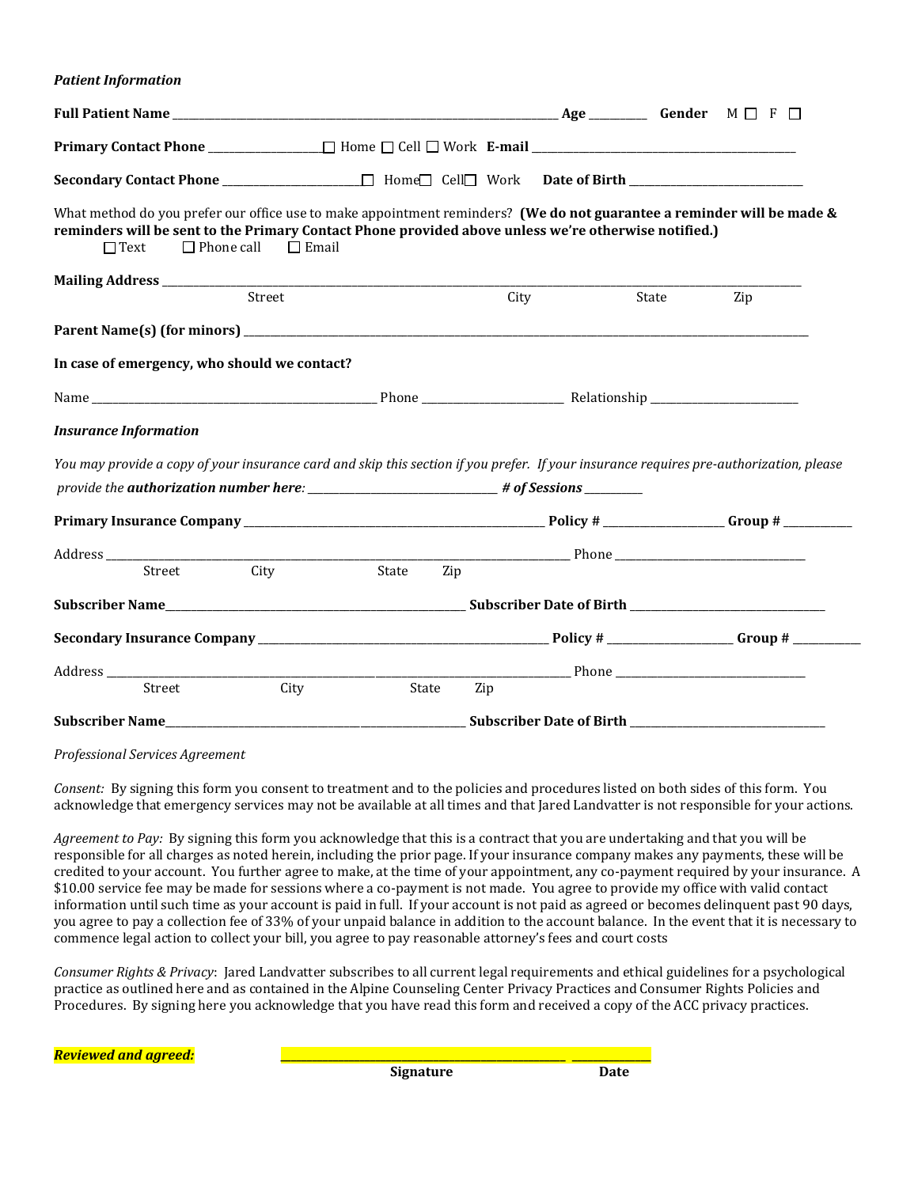*Patient Information*

**Full Patient Name** ______________________________________________ **Age** ________ **Gender** M ☐ F ☐

**Primary Contact Phone** ________________ ☐ Home ☐ Cell ☐ Work **E-mail** ________________________________________

**Secondary Contact Phone** ____________________ ☐ Home ☐ Cell ☐ Work **Date of Birth** __________________________

What method do you prefer our office use to make appointment reminders? **(We do not guarantee a reminder will be made & reminders will be sent to the Primary Contact Phone provided above unless we're otherwise notified.)**

☐ Text ☐ Phone call ☐ Email

**Mailing Address** ____________________________________________________________________________________

Street City State Zip

**Parent Name(s) (for minors)** _____________________________________________________________________________

**In case of emergency, who should we contact?**

Name ________________________________ Phone ____________________ Relationship ______________________

***Insurance Information***

*You may provide a copy of your insurance card and skip this section if you prefer. If your insurance requires pre-authorization, please provide the* ***authorization number here:*** ____________________________ ***# of Sessions*** _________

**Primary Insurance Company** _____________________________________________ **Policy #** __________________ **Group #** ___________

Address ______________________________________________________________________ Phone ______________________________

Street City State Zip

**Subscriber Name**_____________________________________________ **Subscriber Date of Birth** ______________________________

**Secondary Insurance Company** _____________________________________________ **Policy #** __________________ **Group #** ___________

Address ______________________________________________________________________ Phone ______________________________

Street City State Zip

**Subscriber Name**_____________________________________________ **Subscriber Date of Birth** ______________________________

*Professional Services Agreement*

*Consent:* By signing this form you consent to treatment and to the policies and procedures listed on both sides of this form. You acknowledge that emergency services may not be available at all times and that Jared Landvatter is not responsible for your actions.

*Agreement to Pay:* By signing this form you acknowledge that this is a contract that you are undertaking and that you will be responsible for all charges as noted herein, including the prior page. If your insurance company makes any payments, these will be credited to your account. You further agree to make, at the time of your appointment, any co-payment required by your insurance. A $10.00 service fee may be made for sessions where a co-payment is not made. You agree to provide my office with valid contact information until such time as your account is paid in full. If your account is not paid as agreed or becomes delinquent past 90 days, you agree to pay a collection fee of 33% of your unpaid balance in addition to the account balance. In the event that it is necessary to commence legal action to collect your bill, you agree to pay reasonable attorney's fees and court costs

*Consumer Rights & Privacy*: Jared Landvatter subscribes to all current legal requirements and ethical guidelines for a psychological practice as outlined here and as contained in the Alpine Counseling Center Privacy Practices and Consumer Rights Policies and Procedures. By signing here you acknowledge that you have read this form and received a copy of the ACC privacy practices.

***Reviewed and agreed:*** ____________________________________________ ____________

**Signature** **Date**